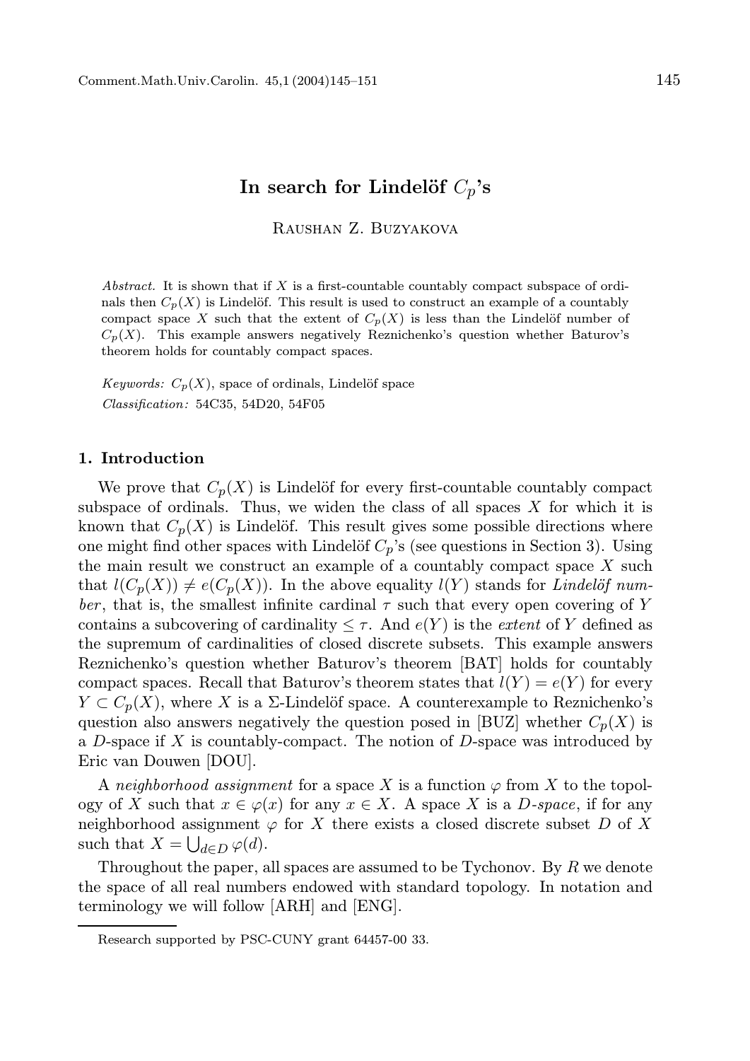# In search for Lindelöf $C_p$'s

Raushan Z. Buzyakova

*Abstract.* It is shown that if $X$ is a first-countable countably compact subspace of ordinals then $C_p(X)$ is Lindelöf. This result is used to construct an example of a countably compact space $X$ such that the extent of $C_p(X)$ is less than the Lindelöf number of $C_p(X)$. This example answers negatively Reznichenko's question whether Baturov's theorem holds for countably compact spaces.

*Keywords:* $C_p(X)$, space of ordinals, Lindelöf space

*Classification:* 54C35, 54D20, 54F05

## 1. Introduction

We prove that $C_p(X)$ is Lindelöf for every first-countable countably compact subspace of ordinals. Thus, we widen the class of all spaces $X$ for which it is known that $C_p(X)$ is Lindelöf. This result gives some possible directions where one might find other spaces with Lindelöf $C_p$'s (see questions in Section 3). Using the main result we construct an example of a countably compact space $X$ such that $l(C_p(X)) \neq e(C_p(X))$. In the above equality $l(Y)$ stands for *Lindelöf number*, that is, the smallest infinite cardinal $\tau$ such that every open covering of $Y$ contains a subcovering of cardinality $\leq \tau$. And $e(Y)$ is the *extent* of $Y$ defined as the supremum of cardinalities of closed discrete subsets. This example answers Reznichenko's question whether Baturov's theorem [BAT] holds for countably compact spaces. Recall that Baturov's theorem states that $l(Y) = e(Y)$ for every $Y \subset C_p(X)$, where $X$ is a $\Sigma$-Lindelöf space. A counterexample to Reznichenko's question also answers negatively the question posed in [BUZ] whether $C_p(X)$ is a $D$-space if $X$ is countably-compact. The notion of $D$-space was introduced by Eric van Douwen [DOU].

A *neighborhood assignment* for a space $X$ is a function $\varphi$ from $X$ to the topology of $X$ such that $x \in \varphi(x)$ for any $x \in X$. A space $X$ is a *D-space*, if for any neighborhood assignment $\varphi$ for $X$ there exists a closed discrete subset $D$ of $X$ such that $X = \bigcup_{d \in D} \varphi(d)$.

Throughout the paper, all spaces are assumed to be Tychonov. By $R$ we denote the space of all real numbers endowed with standard topology. In notation and terminology we will follow [ARH] and [ENG].

Research supported by PSC-CUNY grant 64457-00 33.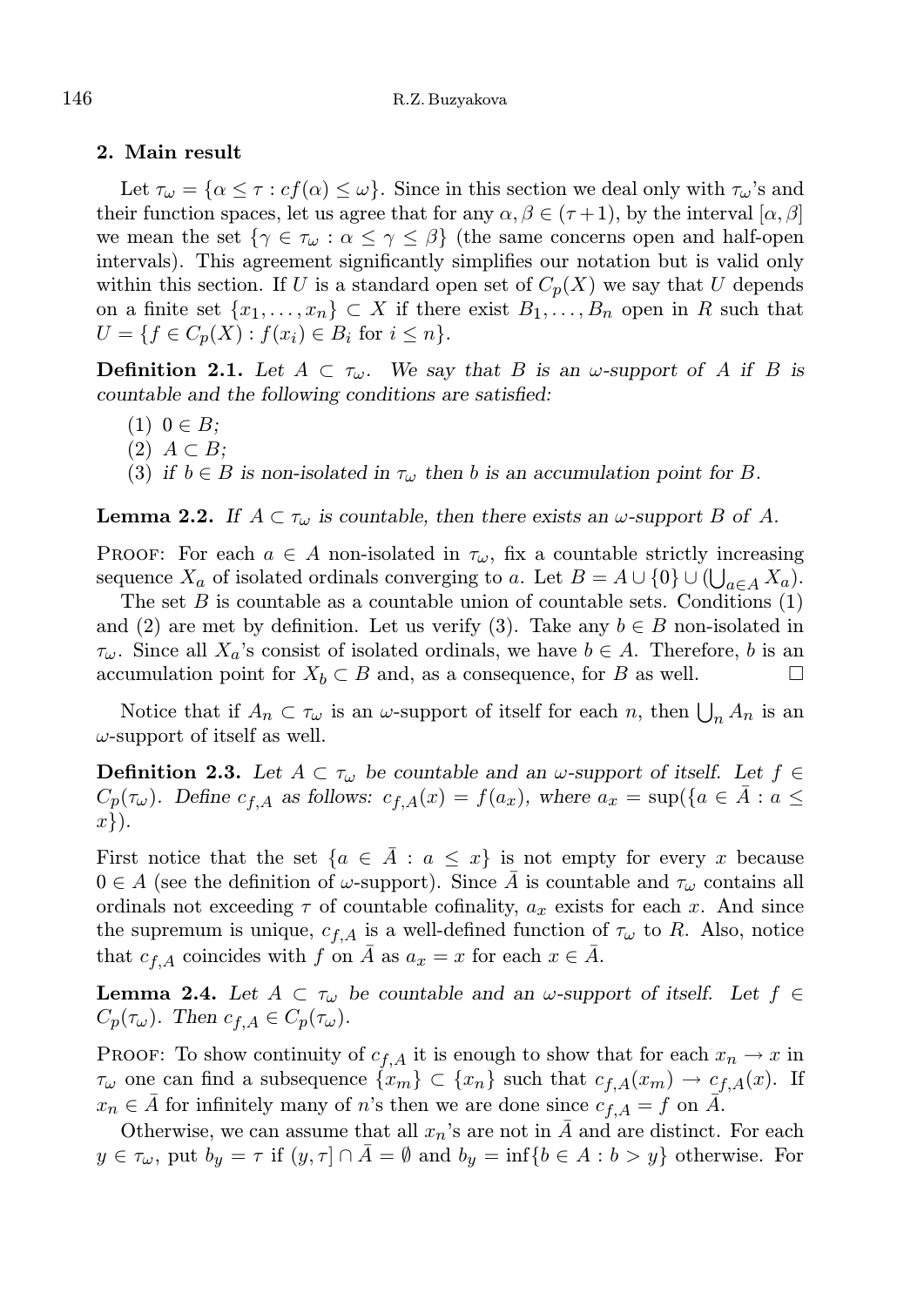## 2. Main result

Let $\tau_\omega = \{\alpha \leq \tau : cf(\alpha) \leq \omega\}$. Since in this section we deal only with $\tau_\omega$'s and their function spaces, let us agree that for any $\alpha, \beta \in (\tau + 1)$, by the interval $[\alpha, \beta]$ we mean the set $\{\gamma \in \tau_\omega : \alpha \leq \gamma \leq \beta\}$ (the same concerns open and half-open intervals). This agreement significantly simplifies our notation but is valid only within this section. If $U$ is a standard open set of $C_p(X)$ we say that $U$ depends on a finite set $\{x_1, \ldots, x_n\} \subset X$ if there exist $B_1, \ldots, B_n$ open in $R$ such that $U = \{f \in C_p(X) : f(x_i) \in B_i \text{ for } i \leq n\}$.

**Definition 2.1.** *Let $A \subset \tau_\omega$. We say that $B$ is an $\omega$-support of $A$ if $B$ is countable and the following conditions are satisfied:*

1. *$0 \in B$;*
2. *$A \subset B$;*
3. *if $b \in B$ is non-isolated in $\tau_\omega$ then $b$ is an accumulation point for $B$.*

**Lemma 2.2.** *If $A \subset \tau_\omega$ is countable, then there exists an $\omega$-support $B$ of $A$.*

PROOF: For each $a \in A$ non-isolated in $\tau_\omega$, fix a countable strictly increasing sequence $X_a$ of isolated ordinals converging to $a$. Let $B = A \cup \{0\} \cup (\bigcup_{a \in A} X_a)$.

The set $B$ is countable as a countable union of countable sets. Conditions (1) and (2) are met by definition. Let us verify (3). Take any $b \in B$ non-isolated in $\tau_\omega$. Since all $X_a$'s consist of isolated ordinals, we have $b \in A$. Therefore, $b$ is an accumulation point for $X_b \subset B$ and, as a consequence, for $B$ as well. $\square$

Notice that if $A_n \subset \tau_\omega$ is an $\omega$-support of itself for each $n$, then $\bigcup_n A_n$ is an $\omega$-support of itself as well.

**Definition 2.3.** *Let $A \subset \tau_\omega$ be countable and an $\omega$-support of itself. Let $f \in C_p(\tau_\omega)$. Define $c_{f,A}$ as follows: $c_{f,A}(x) = f(a_x)$, where $a_x = \sup(\{a \in \bar{A} : a \leq x\})$.*

First notice that the set $\{a \in \bar{A} : a \leq x\}$ is not empty for every $x$ because $0 \in A$ (see the definition of $\omega$-support). Since $\bar{A}$ is countable and $\tau_\omega$ contains all ordinals not exceeding $\tau$ of countable cofinality, $a_x$ exists for each $x$. And since the supremum is unique, $c_{f,A}$ is a well-defined function of $\tau_\omega$ to $R$. Also, notice that $c_{f,A}$ coincides with $f$ on $\bar{A}$ as $a_x = x$ for each $x \in \bar{A}$.

**Lemma 2.4.** *Let $A \subset \tau_\omega$ be countable and an $\omega$-support of itself. Let $f \in C_p(\tau_\omega)$. Then $c_{f,A} \in C_p(\tau_\omega)$.*

PROOF: To show continuity of $c_{f,A}$ it is enough to show that for each $x_n \to x$ in $\tau_\omega$ one can find a subsequence $\{x_m\} \subset \{x_n\}$ such that $c_{f,A}(x_m) \to c_{f,A}(x)$. If $x_n \in \bar{A}$ for infinitely many of $n$'s then we are done since $c_{f,A} = f$ on $\bar{A}$.

Otherwise, we can assume that all $x_n$'s are not in $\bar{A}$ and are distinct. For each $y \in \tau_\omega$, put $b_y = \tau$ if $(y, \tau] \cap \bar{A} = \emptyset$ and $b_y = \inf\{b \in A : b > y\}$ otherwise. For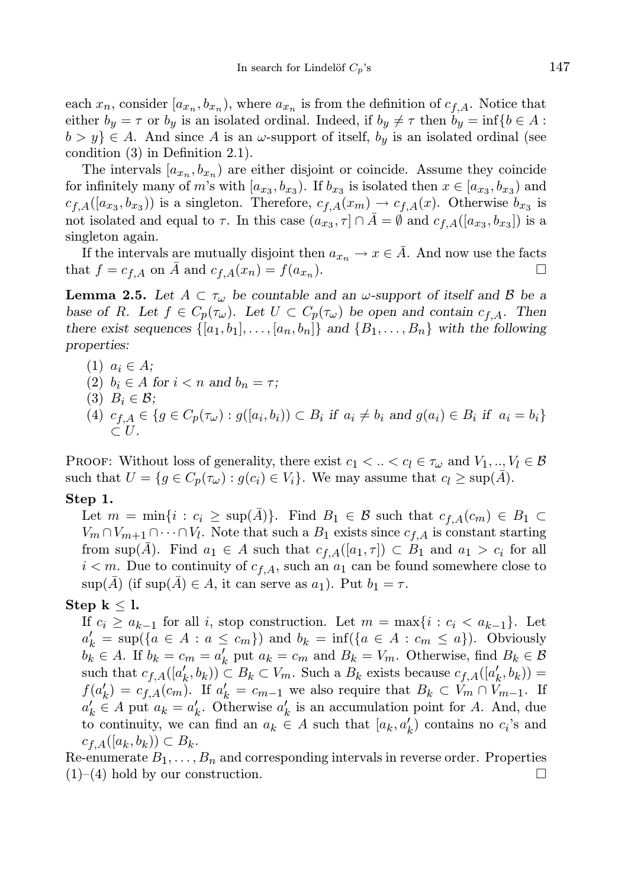each $x_n$, consider $[a_{x_n}, b_{x_n})$, where $a_{x_n}$ is from the definition of $c_{f,A}$. Notice that either $b_y = \tau$ or $b_y$ is an isolated ordinal. Indeed, if $b_y \neq \tau$ then $b_y = \inf\{b \in A : b > y\} \in A$. And since $A$ is an $\omega$-support of itself, $b_y$ is an isolated ordinal (see condition (3) in Definition 2.1).

The intervals $[a_{x_n}, b_{x_n})$ are either disjoint or coincide. Assume they coincide for infinitely many of $m$'s with $[a_{x_3}, b_{x_3})$. If $b_{x_3}$ is isolated then $x \in [a_{x_3}, b_{x_3})$ and $c_{f,A}([a_{x_3}, b_{x_3}))$ is a singleton. Therefore, $c_{f,A}(x_m) \to c_{f,A}(x)$. Otherwise $b_{x_3}$ is not isolated and equal to $\tau$. In this case $(a_{x_3}, \tau] \cap \bar{A} = \emptyset$ and $c_{f,A}([a_{x_3}, b_{x_3}])$ is a singleton again.

If the intervals are mutually disjoint then $a_{x_n} \to x \in \bar{A}$. And now use the facts that $f = c_{f,A}$ on $\bar{A}$ and $c_{f,A}(x_n) = f(a_{x_n})$. $\square$

**Lemma 2.5.** *Let $A \subset \tau_\omega$ be countable and an $\omega$-support of itself and $\mathcal{B}$ be a base of $R$. Let $f \in C_p(\tau_\omega)$. Let $U \subset C_p(\tau_\omega)$ be open and contain $c_{f,A}$. Then there exist sequences $\{[a_1, b_1], \ldots, [a_n, b_n]\}$ and $\{B_1, \ldots, B_n\}$ with the following properties:*

1. *$a_i \in A$;*
2. *$b_i \in A$ for $i < n$ and $b_n = \tau$;*
3. *$B_i \in \mathcal{B}$;*
4. *$c_{f,A} \in \{g \in C_p(\tau_\omega) : g([a_i, b_i)) \subset B_i$ if $a_i \neq b_i$ and $g(a_i) \in B_i$ if $a_i = b_i\} \subset U$.*

Proof: Without loss of generality, there exist $c_1 < .. < c_l \in \tau_\omega$ and $V_1, .., V_l \in \mathcal{B}$ such that $U = \{g \in C_p(\tau_\omega) : g(c_i) \in V_i\}$. We may assume that $c_l \geq \sup(\bar{A})$.

**Step 1.**

Let $m = \min\{i : c_i \geq \sup(\bar{A})\}$. Find $B_1 \in \mathcal{B}$ such that $c_{f,A}(c_m) \in B_1 \subset V_m \cap V_{m+1} \cap \cdots \cap V_l$. Note that such a $B_1$ exists since $c_{f,A}$ is constant starting from $\sup(\bar{A})$. Find $a_1 \in A$ such that $c_{f,A}([a_1, \tau]) \subset B_1$ and $a_1 > c_i$ for all $i < m$. Due to continuity of $c_{f,A}$, such an $a_1$ can be found somewhere close to $\sup(\bar{A})$ (if $\sup(\bar{A}) \in A$, it can serve as $a_1$). Put $b_1 = \tau$.

**Step k $\leq$ l.**

If $c_i \geq a_{k-1}$ for all $i$, stop construction. Let $m = \max\{i : c_i < a_{k-1}\}$. Let $a'_k = \sup(\{a \in A : a \leq c_m\})$ and $b_k = \inf(\{a \in A : c_m \leq a\})$. Obviously $b_k \in A$. If $b_k = c_m = a'_k$ put $a_k = c_m$ and $B_k = V_m$. Otherwise, find $B_k \in \mathcal{B}$ such that $c_{f,A}([a'_k, b_k)) \subset B_k \subset V_m$. Such a $B_k$ exists because $c_{f,A}([a'_k, b_k)) = f(a'_k) = c_{f,A}(c_m)$. If $a'_k = c_{m-1}$ we also require that $B_k \subset V_m \cap V_{m-1}$. If $a'_k \in A$ put $a_k = a'_k$. Otherwise $a'_k$ is an accumulation point for $A$. And, due to continuity, we can find an $a_k \in A$ such that $[a_k, a'_k)$ contains no $c_i$'s and $c_{f,A}([a_k, b_k)) \subset B_k$.

Re-enumerate $B_1, \ldots, B_n$ and corresponding intervals in reverse order. Properties (1)–(4) hold by our construction. $\square$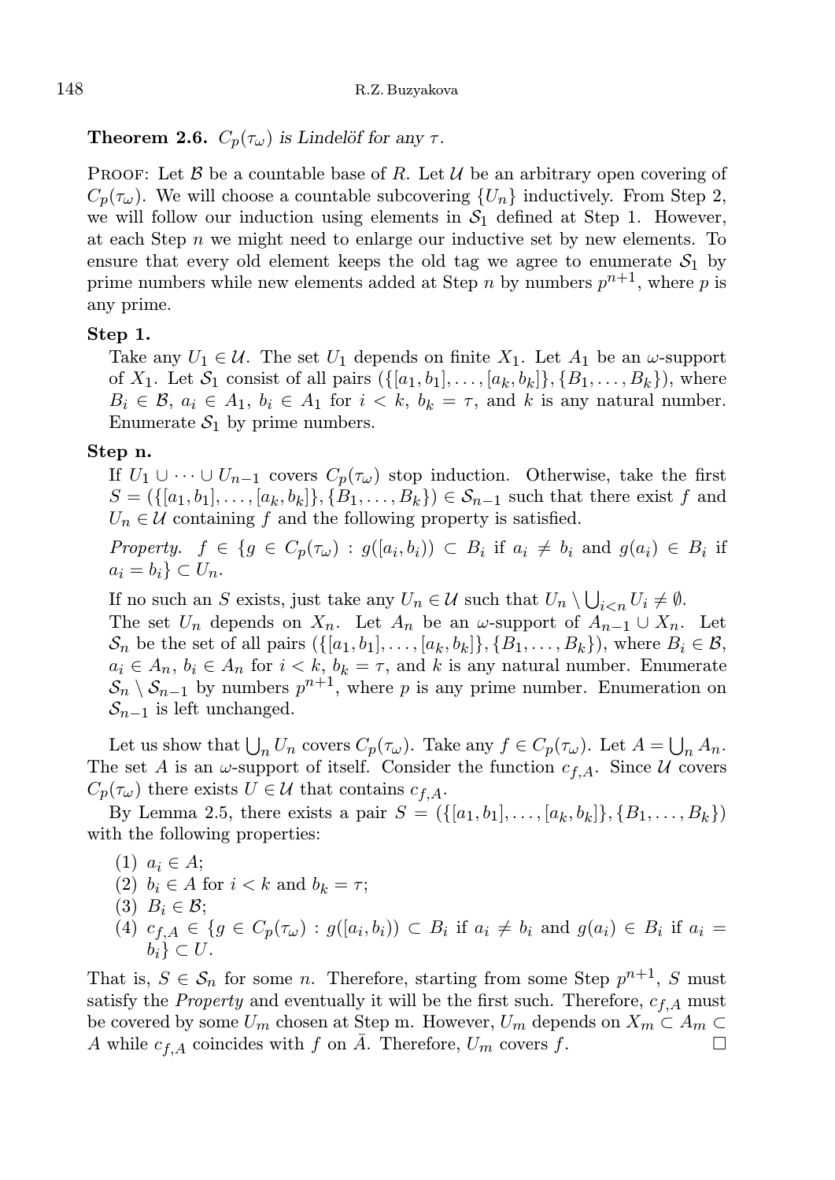**Theorem 2.6.** *$C_p(\tau_\omega)$ is Lindelöf for any $\tau$.*

Proof: Let $\mathcal{B}$ be a countable base of $R$. Let $\mathcal{U}$ be an arbitrary open covering of $C_p(\tau_\omega)$. We will choose a countable subcovering $\{U_n\}$ inductively. From Step 2, we will follow our induction using elements in $\mathcal{S}_1$ defined at Step 1. However, at each Step $n$ we might need to enlarge our inductive set by new elements. To ensure that every old element keeps the old tag we agree to enumerate $\mathcal{S}_1$ by prime numbers while new elements added at Step $n$ by numbers $p^{n+1}$, where $p$ is any prime.

**Step 1.**

Take any $U_1 \in \mathcal{U}$. The set $U_1$ depends on finite $X_1$. Let $A_1$ be an $\omega$-support of $X_1$. Let $\mathcal{S}_1$ consist of all pairs $(\{[a_1, b_1], \ldots, [a_k, b_k]\}, \{B_1, \ldots, B_k\})$, where $B_i \in \mathcal{B}$, $a_i \in A_1$, $b_i \in A_1$ for $i < k$, $b_k = \tau$, and $k$ is any natural number. Enumerate $\mathcal{S}_1$ by prime numbers.

**Step n.**

If $U_1 \cup \cdots \cup U_{n-1}$ covers $C_p(\tau_\omega)$ stop induction. Otherwise, take the first $S = (\{[a_1, b_1], \ldots, [a_k, b_k]\}, \{B_1, \ldots, B_k\}) \in \mathcal{S}_{n-1}$ such that there exist $f$ and $U_n \in \mathcal{U}$ containing $f$ and the following property is satisfied.

*Property.* $f \in \{g \in C_p(\tau_\omega) : g([a_i, b_i)) \subset B_i$ if $a_i \neq b_i$ and $g(a_i) \in B_i$ if $a_i = b_i\} \subset U_n$.

If no such an $S$ exists, just take any $U_n \in \mathcal{U}$ such that $U_n \setminus \bigcup_{i<n} U_i \neq \emptyset$.

The set $U_n$ depends on $X_n$. Let $A_n$ be an $\omega$-support of $A_{n-1} \cup X_n$. Let $\mathcal{S}_n$ be the set of all pairs $(\{[a_1, b_1], \ldots, [a_k, b_k]\}, \{B_1, \ldots, B_k\})$, where $B_i \in \mathcal{B}$, $a_i \in A_n$, $b_i \in A_n$ for $i < k$, $b_k = \tau$, and $k$ is any natural number. Enumerate $\mathcal{S}_n \setminus \mathcal{S}_{n-1}$ by numbers $p^{n+1}$, where $p$ is any prime number. Enumeration on $\mathcal{S}_{n-1}$ is left unchanged.

Let us show that $\bigcup_n U_n$ covers $C_p(\tau_\omega)$. Take any $f \in C_p(\tau_\omega)$. Let $A = \bigcup_n A_n$. The set $A$ is an $\omega$-support of itself. Consider the function $c_{f,A}$. Since $\mathcal{U}$ covers $C_p(\tau_\omega)$ there exists $U \in \mathcal{U}$ that contains $c_{f,A}$.

By Lemma 2.5, there exists a pair $S = (\{[a_1, b_1], \ldots, [a_k, b_k]\}, \{B_1, \ldots, B_k\})$ with the following properties:

1. $a_i \in A$;
2. $b_i \in A$ for $i < k$ and $b_k = \tau$;
3. $B_i \in \mathcal{B}$;
4. $c_{f,A} \in \{g \in C_p(\tau_\omega) : g([a_i, b_i)) \subset B_i$ if $a_i \neq b_i$ and $g(a_i) \in B_i$ if $a_i = b_i\} \subset U$.

That is, $S \in \mathcal{S}_n$ for some $n$. Therefore, starting from some Step $p^{n+1}$, $S$ must satisfy the *Property* and eventually it will be the first such. Therefore, $c_{f,A}$ must be covered by some $U_m$ chosen at Step m. However, $U_m$ depends on $X_m \subset A_m \subset A$ while $c_{f,A}$ coincides with $f$ on $\bar{A}$. Therefore, $U_m$ covers $f$. $\square$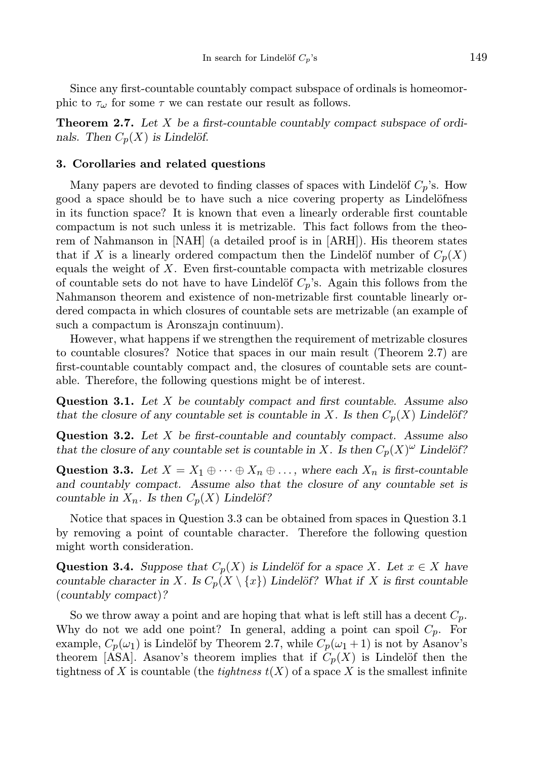Since any first-countable countably compact subspace of ordinals is homeomorphic to $\tau_\omega$ for some $\tau$ we can restate our result as follows.

**Theorem 2.7.** *Let $X$ be a first-countable countably compact subspace of ordinals. Then $C_p(X)$ is Lindelöf.*

## 3. Corollaries and related questions

Many papers are devoted to finding classes of spaces with Lindelöf $C_p$'s. How good a space should be to have such a nice covering property as Lindelöfness in its function space? It is known that even a linearly orderable first countable compactum is not such unless it is metrizable. This fact follows from the theorem of Nahmanson in [NAH] (a detailed proof is in [ARH]). His theorem states that if $X$ is a linearly ordered compactum then the Lindelöf number of $C_p(X)$ equals the weight of $X$. Even first-countable compacta with metrizable closures of countable sets do not have to have Lindelöf $C_p$'s. Again this follows from the Nahmanson theorem and existence of non-metrizable first countable linearly ordered compacta in which closures of countable sets are metrizable (an example of such a compactum is Aronszajn continuum).

However, what happens if we strengthen the requirement of metrizable closures to countable closures? Notice that spaces in our main result (Theorem 2.7) are first-countable countably compact and, the closures of countable sets are countable. Therefore, the following questions might be of interest.

**Question 3.1.** *Let $X$ be countably compact and first countable. Assume also that the closure of any countable set is countable in $X$. Is then $C_p(X)$ Lindelöf?*

**Question 3.2.** *Let $X$ be first-countable and countably compact. Assume also that the closure of any countable set is countable in $X$. Is then $C_p(X)^\omega$ Lindelöf?*

**Question 3.3.** *Let $X = X_1 \oplus \cdots \oplus X_n \oplus \ldots$, where each $X_n$ is first-countable and countably compact. Assume also that the closure of any countable set is countable in $X_n$. Is then $C_p(X)$ Lindelöf?*

Notice that spaces in Question 3.3 can be obtained from spaces in Question 3.1 by removing a point of countable character. Therefore the following question might worth consideration.

**Question 3.4.** *Suppose that $C_p(X)$ is Lindelöf for a space $X$. Let $x \in X$ have countable character in $X$. Is $C_p(X \setminus \{x\})$ Lindelöf? What if $X$ is first countable (countably compact)?*

So we throw away a point and are hoping that what is left still has a decent $C_p$. Why do not we add one point? In general, adding a point can spoil $C_p$. For example, $C_p(\omega_1)$ is Lindelöf by Theorem 2.7, while $C_p(\omega_1 + 1)$ is not by Asanov's theorem [ASA]. Asanov's theorem implies that if $C_p(X)$ is Lindelöf then the tightness of $X$ is countable (the *tightness* $t(X)$ of a space $X$ is the smallest infinite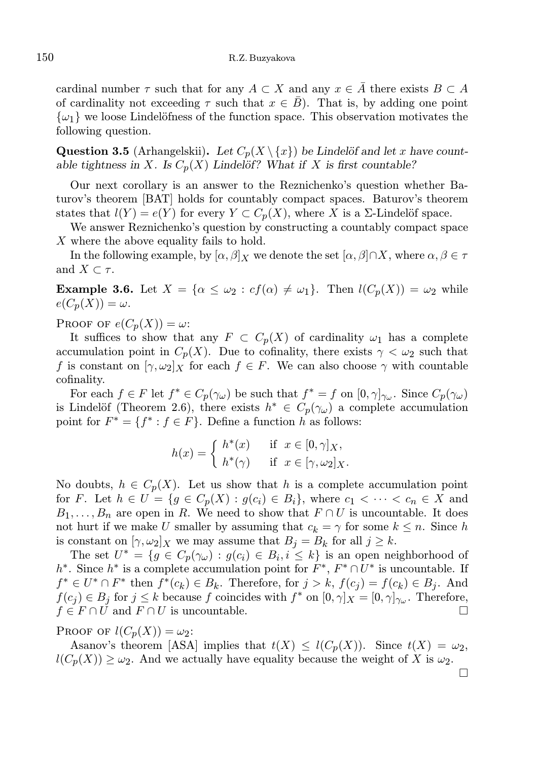cardinal number $\tau$ such that for any $A \subset X$ and any $x \in \bar{A}$ there exists $B \subset A$ of cardinality not exceeding $\tau$ such that $x \in \bar{B}$). That is, by adding one point $\{\omega_1\}$ we loose Lindelöfness of the function space. This observation motivates the following question.

**Question 3.5** (Arhangelskii)**.** *Let $C_p(X \setminus \{x\})$ be Lindelöf and let $x$ have countable tightness in $X$. Is $C_p(X)$ Lindelöf? What if $X$ is first countable?*

Our next corollary is an answer to the Reznichenko's question whether Baturov's theorem [BAT] holds for countably compact spaces. Baturov's theorem states that $l(Y) = e(Y)$ for every $Y \subset C_p(X)$, where $X$ is a $\Sigma$-Lindelöf space.

We answer Reznichenko's question by constructing a countably compact space $X$ where the above equality fails to hold.

In the following example, by $[\alpha, \beta]_X$ we denote the set $[\alpha, \beta] \cap X$, where $\alpha, \beta \in \tau$ and $X \subset \tau$.

**Example 3.6.** Let $X = \{\alpha \leq \omega_2 : cf(\alpha) \neq \omega_1\}$. Then $l(C_p(X)) = \omega_2$ while $e(C_p(X)) = \omega$.

Proof of $e(C_p(X)) = \omega$:

It suffices to show that any $F \subset C_p(X)$ of cardinality $\omega_1$ has a complete accumulation point in $C_p(X)$. Due to cofinality, there exists $\gamma < \omega_2$ such that $f$ is constant on $[\gamma, \omega_2]_X$ for each $f \in F$. We can also choose $\gamma$ with countable cofinality.

For each $f \in F$ let $f^* \in C_p(\gamma_\omega)$ be such that $f^* = f$ on $[0, \gamma]_{\gamma_\omega}$. Since $C_p(\gamma_\omega)$ is Lindelöf (Theorem 2.6), there exists $h^* \in C_p(\gamma_\omega)$ a complete accumulation point for $F^* = \{f^* : f \in F\}$. Define a function $h$ as follows:

$$h(x) = \begin{cases} h^*(x) & \text{if } x \in [0, \gamma]_X, \\ h^*(\gamma) & \text{if } x \in [\gamma, \omega_2]_X. \end{cases}$$

No doubts, $h \in C_p(X)$. Let us show that $h$ is a complete accumulation point for $F$. Let $h \in U = \{g \in C_p(X) : g(c_i) \in B_i\}$, where $c_1 < \cdots < c_n \in X$ and $B_1, \ldots, B_n$ are open in $R$. We need to show that $F \cap U$ is uncountable. It does not hurt if we make $U$ smaller by assuming that $c_k = \gamma$ for some $k \leq n$. Since $h$ is constant on $[\gamma, \omega_2]_X$ we may assume that $B_j = B_k$ for all $j \geq k$.

The set $U^* = \{g \in C_p(\gamma_\omega) : g(c_i) \in B_i, i \leq k\}$ is an open neighborhood of $h^*$. Since $h^*$ is a complete accumulation point for $F^*$, $F^* \cap U^*$ is uncountable. If $f^* \in U^* \cap F^*$ then $f^*(c_k) \in B_k$. Therefore, for $j > k$, $f(c_j) = f(c_k) \in B_j$. And $f(c_j) \in B_j$ for $j \leq k$ because $f$ coincides with $f^*$ on $[0, \gamma]_X = [0, \gamma]_{\gamma_\omega}$. Therefore, $f \in F \cap U$ and $F \cap U$ is uncountable. $\square$

Proof of $l(C_p(X)) = \omega_2$:

Asanov's theorem [ASA] implies that $t(X) \leq l(C_p(X))$. Since $t(X) = \omega_2$, $l(C_p(X)) \geq \omega_2$. And we actually have equality because the weight of $X$ is $\omega_2$.

$\square$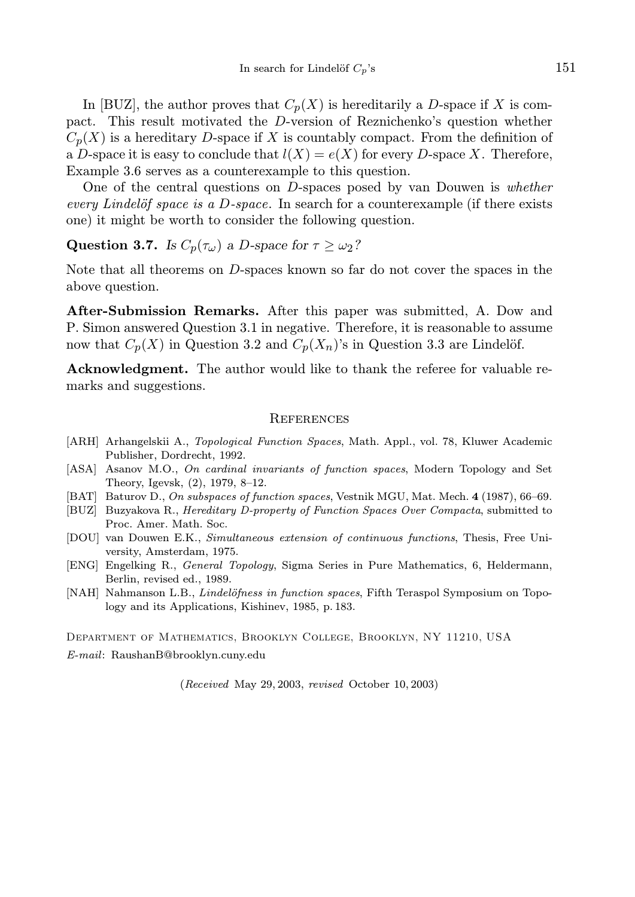In [BUZ], the author proves that $C_p(X)$ is hereditarily a $D$-space if $X$ is compact. This result motivated the $D$-version of Reznichenko's question whether $C_p(X)$ is a hereditary $D$-space if $X$ is countably compact. From the definition of a $D$-space it is easy to conclude that $l(X) = e(X)$ for every $D$-space $X$. Therefore, Example 3.6 serves as a counterexample to this question.

One of the central questions on $D$-spaces posed by van Douwen is *whether every Lindelöf space is a D-space*. In search for a counterexample (if there exists one) it might be worth to consider the following question.

**Question 3.7.** *Is $C_p(\tau_\omega)$ a D-space for $\tau \geq \omega_2$?*

Note that all theorems on $D$-spaces known so far do not cover the spaces in the above question.

**After-Submission Remarks.** After this paper was submitted, A. Dow and P. Simon answered Question 3.1 in negative. Therefore, it is reasonable to assume now that $C_p(X)$ in Question 3.2 and $C_p(X_n)$'s in Question 3.3 are Lindelöf.

**Acknowledgment.** The author would like to thank the referee for valuable remarks and suggestions.

## References

[ARH] Arhangelskii A., *Topological Function Spaces*, Math. Appl., vol. 78, Kluwer Academic Publisher, Dordrecht, 1992.

[ASA] Asanov M.O., *On cardinal invariants of function spaces*, Modern Topology and Set Theory, Igevsk, (2), 1979, 8–12.

[BAT] Baturov D., *On subspaces of function spaces*, Vestnik MGU, Mat. Mech. **4** (1987), 66–69.

[BUZ] Buzyakova R., *Hereditary D-property of Function Spaces Over Compacta*, submitted to Proc. Amer. Math. Soc.

[DOU] van Douwen E.K., *Simultaneous extension of continuous functions*, Thesis, Free University, Amsterdam, 1975.

[ENG] Engelking R., *General Topology*, Sigma Series in Pure Mathematics, 6, Heldermann, Berlin, revised ed., 1989.

[NAH] Nahmanson L.B., *Lindelöfness in function spaces*, Fifth Teraspol Symposium on Topology and its Applications, Kishinev, 1985, p. 183.

Department of Mathematics, Brooklyn College, Brooklyn, NY 11210, USA

*E-mail*: RaushanB@brooklyn.cuny.edu

(*Received* May 29, 2003, *revised* October 10, 2003)